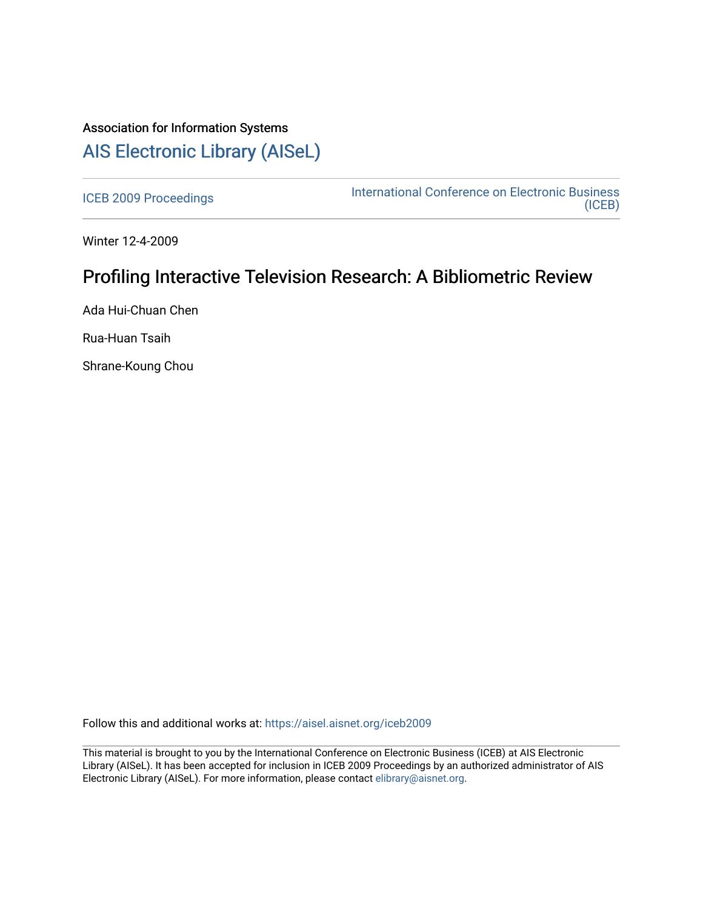Association for Information Systems

# AIS Electronic Library (AISeL)

ICEB 2009 Proceedings

International Conference on Electronic Business (ICEB)

Winter 12-4-2009

## Profiling Interactive Television Research: A Bibliometric Review

Ada Hui-Chuan Chen

Rua-Huan Tsaih

Shrane-Koung Chou

Follow this and additional works at: https://aisel.aisnet.org/iceb2009

This material is brought to you by the International Conference on Electronic Business (ICEB) at AIS Electronic Library (AISeL). It has been accepted for inclusion in ICEB 2009 Proceedings by an authorized administrator of AIS Electronic Library (AISeL). For more information, please contact elibrary@aisnet.org.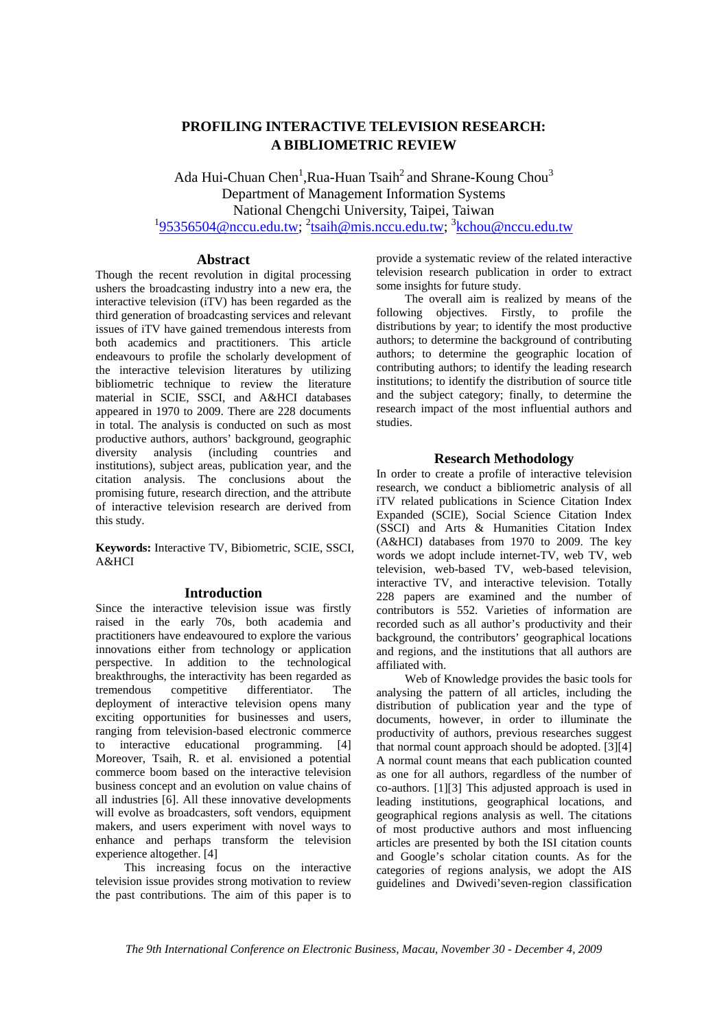# PROFILING INTERACTIVE TELEVISION RESEARCH: A BIBLIOMETRIC REVIEW

Ada Hui-Chuan Chen[1],Rua-Huan Tsaih[2] and Shrane-Koung Chou[3]
Department of Management Information Systems
National Chengchi University, Taipei, Taiwan
[1]95356504@nccu.edu.tw; [2]tsaih@mis.nccu.edu.tw; [3]kchou@nccu.edu.tw

## Abstract

Though the recent revolution in digital processing ushers the broadcasting industry into a new era, the interactive television (iTV) has been regarded as the third generation of broadcasting services and relevant issues of iTV have gained tremendous interests from both academics and practitioners. This article endeavours to profile the scholarly development of the interactive television literatures by utilizing bibliometric technique to review the literature material in SCIE, SSCI, and A&HCI databases appeared in 1970 to 2009. There are 228 documents in total. The analysis is conducted on such as most productive authors, authors' background, geographic diversity analysis (including countries and institutions), subject areas, publication year, and the citation analysis. The conclusions about the promising future, research direction, and the attribute of interactive television research are derived from this study.

**Keywords:** Interactive TV, Bibiometric, SCIE, SSCI, A&HCI

## Introduction

Since the interactive television issue was firstly raised in the early 70s, both academia and practitioners have endeavoured to explore the various innovations either from technology or application perspective. In addition to the technological breakthroughs, the interactivity has been regarded as tremendous competitive differentiator. The deployment of interactive television opens many exciting opportunities for businesses and users, ranging from television-based electronic commerce to interactive educational programming. [4] Moreover, Tsaih, R. et al. envisioned a potential commerce boom based on the interactive television business concept and an evolution on value chains of all industries [6]. All these innovative developments will evolve as broadcasters, soft vendors, equipment makers, and users experiment with novel ways to enhance and perhaps transform the television experience altogether. [4]

This increasing focus on the interactive television issue provides strong motivation to review the past contributions. The aim of this paper is to provide a systematic review of the related interactive television research publication in order to extract some insights for future study.

The overall aim is realized by means of the following objectives. Firstly, to profile the distributions by year; to identify the most productive authors; to determine the background of contributing authors; to determine the geographic location of contributing authors; to identify the leading research institutions; to identify the distribution of source title and the subject category; finally, to determine the research impact of the most influential authors and studies.

## Research Methodology

In order to create a profile of interactive television research, we conduct a bibliometric analysis of all iTV related publications in Science Citation Index Expanded (SCIE), Social Science Citation Index (SSCI) and Arts & Humanities Citation Index (A&HCI) databases from 1970 to 2009. The key words we adopt include internet-TV, web TV, web television, web-based TV, web-based television, interactive TV, and interactive television. Totally 228 papers are examined and the number of contributors is 552. Varieties of information are recorded such as all author's productivity and their background, the contributors' geographical locations and regions, and the institutions that all authors are affiliated with.

Web of Knowledge provides the basic tools for analysing the pattern of all articles, including the distribution of publication year and the type of documents, however, in order to illuminate the productivity of authors, previous researches suggest that normal count approach should be adopted. [3][4] A normal count means that each publication counted as one for all authors, regardless of the number of co-authors. [1][3] This adjusted approach is used in leading institutions, geographical locations, and geographical regions analysis as well. The citations of most productive authors and most influencing articles are presented by both the ISI citation counts and Google's scholar citation counts. As for the categories of regions analysis, we adopt the AIS guidelines and Dwivedi'seven-region classification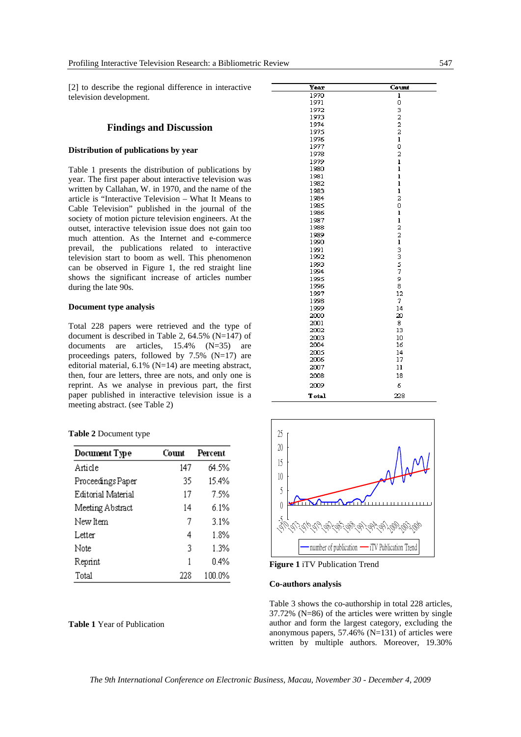[2] to describe the regional difference in interactive television development.

## Findings and Discussion

### Distribution of publications by year

Table 1 presents the distribution of publications by year. The first paper about interactive television was written by Callahan, W. in 1970, and the name of the article is "Interactive Television – What It Means to Cable Television" published in the journal of the society of motion picture television engineers. At the outset, interactive television issue does not gain too much attention. As the Internet and e-commerce prevail, the publications related to interactive television start to boom as well. This phenomenon can be observed in Figure 1, the red straight line shows the significant increase of articles number during the late 90s.

### Document type analysis

Total 228 papers were retrieved and the type of document is described in Table 2, 64.5% (N=147) of documents are articles, 15.4% (N=35) are proceedings paters, followed by 7.5% (N=17) are editorial material, 6.1% (N=14) are meeting abstract, then, four are letters, three are nots, and only one is reprint. As we analyse in previous part, the first paper published in interactive television issue is a meeting abstract. (see Table 2)

**Table 2** Document type

| Document Type | Count | Percent |
|---|---|---|
| Article | 147 | 64.5% |
| Proceedings Paper | 35 | 15.4% |
| Editorial Material | 17 | 7.5% |
| Meeting Abstract | 14 | 6.1% |
| New Item | 7 | 3.1% |
| Letter | 4 | 1.8% |
| Note | 3 | 1.3% |
| Reprint | 1 | 0.4% |
| Total | 228 | 100.0% |

| Year | Count |
|---|---|
| 1970 | 1 |
| 1971 | 0 |
| 1972 | 3 |
| 1973 | 2 |
| 1974 | 2 |
| 1975 | 2 |
| 1976 | 1 |
| 1977 | 0 |
| 1978 | 2 |
| 1979 | 1 |
| 1980 | 1 |
| 1981 | 1 |
| 1982 | 1 |
| 1983 | 1 |
| 1984 | 2 |
| 1985 | 0 |
| 1986 | 1 |
| 1987 | 1 |
| 1988 | 2 |
| 1989 | 2 |
| 1990 | 1 |
| 1991 | 3 |
| 1992 | 3 |
| 1993 | 5 |
| 1994 | 7 |
| 1995 | 9 |
| 1996 | 8 |
| 1997 | 12 |
| 1998 | 7 |
| 1999 | 14 |
| 2000 | 20 |
| 2001 | 8 |
| 2002 | 13 |
| 2003 | 10 |
| 2004 | 16 |
| 2005 | 14 |
| 2006 | 17 |
| 2007 | 11 |
| 2008 | 18 |
| 2009 | 6 |
| Total | 228 |

**Table 1** Year of Publication

**Figure 1** iTV Publication Trend

### Co-authors analysis

Table 3 shows the co-authorship in total 228 articles, 37.72% (N=86) of the articles were written by single author and form the largest category, excluding the anonymous papers, 57.46% (N=131) of articles were written by multiple authors. Moreover, 19.30%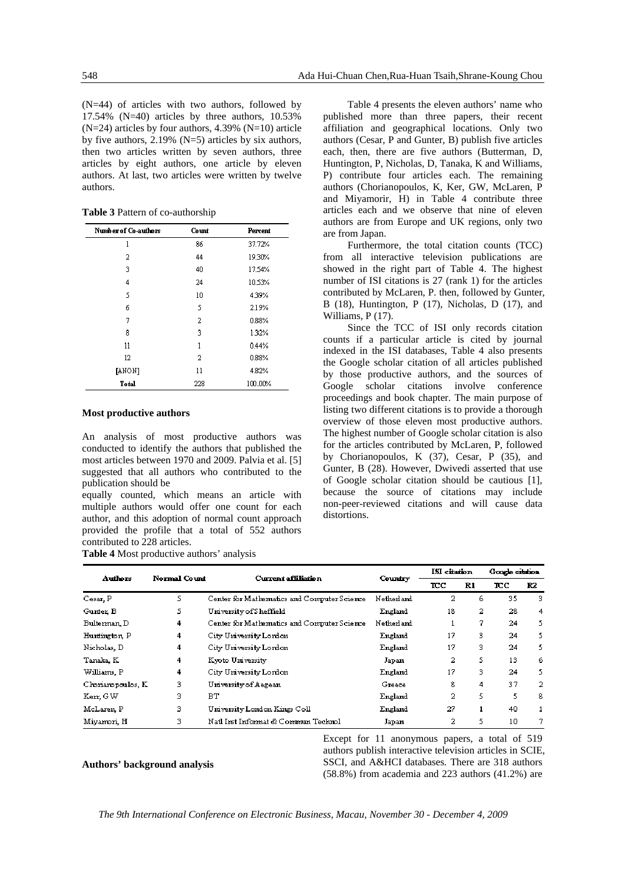(N=44) of articles with two authors, followed by 17.54% (N=40) articles by three authors, 10.53% (N=24) articles by four authors, 4.39% (N=10) article by five authors, 2.19% (N=5) articles by six authors, then two articles written by seven authors, three articles by eight authors, one article by eleven authors. At last, two articles were written by twelve authors.

**Table 3** Pattern of co-authorship

| Number of Co-authors | Count | Percent |
|---|---|---|
| 1 | 86 | 37.72% |
| 2 | 44 | 19.30% |
| 3 | 40 | 17.54% |
| 4 | 24 | 10.53% |
| 5 | 10 | 4.39% |
| 6 | 5 | 2.19% |
| 7 | 2 | 0.88% |
| 8 | 3 | 1.32% |
| 11 | 1 | 0.44% |
| 12 | 2 | 0.88% |
| [ANON] | 11 | 4.82% |
| **Total** | 228 | 100.00% |

### Most productive authors

An analysis of most productive authors was conducted to identify the authors that published the most articles between 1970 and 2009. Palvia et al. [5] suggested that all authors who contributed to the publication should be equally counted, which means an article with multiple authors would offer one count for each author, and this adoption of normal count approach provided the profile that a total of 552 authors contributed to 228 articles.

Table 4 presents the eleven authors' name who published more than three papers, their recent affiliation and geographical locations. Only two authors (Cesar, P and Gunter, B) publish five articles each, then, there are five authors (Butterman, D, Huntington, P, Nicholas, D, Tanaka, K and Williams, P) contribute four articles each. The remaining authors (Chorianopoulos, K, Ker, GW, McLaren, P and Miyamorir, H) in Table 4 contribute three articles each and we observe that nine of eleven authors are from Europe and UK regions, only two are from Japan.

Furthermore, the total citation counts (TCC) from all interactive television publications are showed in the right part of Table 4. The highest number of ISI citations is 27 (rank 1) for the articles contributed by McLaren, P. then, followed by Gunter, B (18), Huntington, P (17), Nicholas, D (17), and Williams, P (17).

Since the TCC of ISI only records citation counts if a particular article is cited by journal indexed in the ISI databases, Table 4 also presents the Google scholar citation of all articles published by those productive authors, and the sources of Google scholar citations involve conference proceedings and book chapter. The main purpose of listing two different citations is to provide a thorough overview of those eleven most productive authors. The highest number of Google scholar citation is also for the articles contributed by McLaren, P, followed by Chorianopoulos, K (37), Cesar, P (35), and Gunter, B (28). However, Dwivedi asserted that use of Google scholar citation should be cautious [1], because the source of citations may include non-peer-reviewed citations and will cause data distortions.

**Table 4** Most productive authors' analysis

| Authors | Normal Count | Current affiliation | Country | ISI citation | | Google citation | |
|---|---|---|---|---|---|---|---|
| | | | | TCC | R1 | TCC | R2 |
| Cesar, P | 5 | Center for Mathematics and Computer Science | Netherland | 2 | 6 | 35 | 3 |
| Gunter, B | 5 | University of Sheffield | England | 18 | 2 | 28 | 4 |
| Bulterman, D | 4 | Center for Mathematics and Computer Science | Netherland | 1 | 7 | 24 | 5 |
| Huntington, P | 4 | City University London | England | 17 | 3 | 24 | 5 |
| Nicholas, D | 4 | City University London | England | 17 | 3 | 24 | 5 |
| Tanaka, K | 4 | Kyoto University | Japan | 2 | 5 | 13 | 6 |
| Williams, P | 4 | City University London | England | 17 | 3 | 24 | 5 |
| Chorianopoulos, K | 3 | University of Aegean | Greece | 8 | 4 | 37 | 2 |
| Kerr, GW | 3 | BT | England | 2 | 5 | 5 | 8 |
| McLaren, P | 3 | University London Kings Coll | England | 27 | 1 | 40 | 1 |
| Miyamori, H | 3 | Natl Inst Informat & Commun Technol | Japan | 2 | 5 | 10 | 7 |

### Authors' background analysis

Except for 11 anonymous papers, a total of 519 authors publish interactive television articles in SCIE, SSCI, and A&HCI databases. There are 318 authors (58.8%) from academia and 223 authors (41.2%) are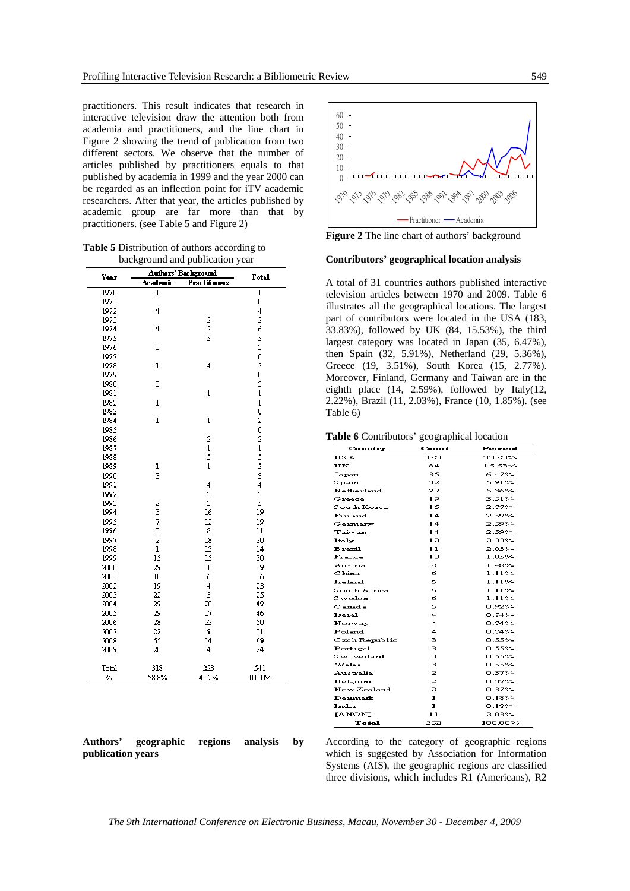practitioners. This result indicates that research in interactive television draw the attention both from academia and practitioners, and the line chart in Figure 2 showing the trend of publication from two different sectors. We observe that the number of articles published by practitioners equals to that published by academia in 1999 and the year 2000 can be regarded as an inflection point for iTV academic researchers. After that year, the articles published by academic group are far more than that by practitioners. (see Table 5 and Figure 2)

**Table 5** Distribution of authors according to background and publication year

| Year | Authors' Background | | Total |
|---|---|---|---|
| | Academic | Practitioners | |
| 1970 | 1 | | 1 |
| 1971 | | | 0 |
| 1972 | 4 | | 4 |
| 1973 | | 2 | 2 |
| 1974 | 4 | 2 | 6 |
| 1975 | | 5 | 5 |
| 1976 | 3 | | 3 |
| 1977 | | | 0 |
| 1978 | 1 | 4 | 5 |
| 1979 | | | 0 |
| 1980 | 3 | | 3 |
| 1981 | | 1 | 1 |
| 1982 | 1 | | 1 |
| 1983 | | | 0 |
| 1984 | 1 | 1 | 2 |
| 1985 | | | 0 |
| 1986 | | 2 | 2 |
| 1987 | | 1 | 1 |
| 1988 | | 3 | 3 |
| 1989 | 1 | 1 | 2 |
| 1990 | 3 | | 3 |
| 1991 | | 4 | 4 |
| 1992 | | 3 | 3 |
| 1993 | 2 | 3 | 5 |
| 1994 | 3 | 16 | 19 |
| 1995 | 7 | 12 | 19 |
| 1996 | 3 | 8 | 11 |
| 1997 | 2 | 18 | 20 |
| 1998 | 1 | 13 | 14 |
| 1999 | 15 | 15 | 30 |
| 2000 | 29 | 10 | 39 |
| 2001 | 10 | 6 | 16 |
| 2002 | 19 | 4 | 23 |
| 2003 | 22 | 3 | 25 |
| 2004 | 29 | 20 | 49 |
| 2005 | 29 | 17 | 46 |
| 2006 | 28 | 22 | 50 |
| 2007 | 22 | 9 | 31 |
| 2008 | 55 | 14 | 69 |
| 2009 | 20 | 4 | 24 |
| Total | 318 | 223 | 541 |
| % | 58.8% | 41.2% | 100.0% |

**Figure 2** The line chart of authors' background

### Contributors' geographical location analysis

A total of 31 countries authors published interactive television articles between 1970 and 2009. Table 6 illustrates all the geographical locations. The largest part of contributors were located in the USA (183, 33.83%), followed by UK (84, 15.53%), the third largest category was located in Japan (35, 6.47%), then Spain (32, 5.91%), Netherland (29, 5.36%), Greece (19, 3.51%), South Korea (15, 2.77%). Moreover, Finland, Germany and Taiwan are in the eighth place (14, 2.59%), followed by Italy(12, 2.22%), Brazil (11, 2.03%), France (10, 1.85%). (see Table 6)

**Table 6** Contributors' geographical location

| Country | Count | Percent |
|---|---|---|
| USA | 183 | 33.83% |
| UK | 84 | 15.53% |
| Japan | 35 | 6.47% |
| Spain | 32 | 5.91% |
| Netherland | 29 | 5.36% |
| Greece | 19 | 3.51% |
| South Korea | 15 | 2.77% |
| Finland | 14 | 2.59% |
| Germany | 14 | 2.59% |
| Taiwan | 14 | 2.59% |
| Italy | 12 | 2.22% |
| Brazil | 11 | 2.03% |
| France | 10 | 1.85% |
| Austria | 8 | 1.48% |
| China | 6 | 1.11% |
| Ireland | 6 | 1.11% |
| South Africa | 6 | 1.11% |
| Sweden | 6 | 1.11% |
| Canada | 5 | 0.92% |
| Isreal | 4 | 0.74% |
| Norway | 4 | 0.74% |
| Poland | 4 | 0.74% |
| Czech Republic | 3 | 0.55% |
| Portugal | 3 | 0.55% |
| Switzerland | 3 | 0.55% |
| Wales | 3 | 0.55% |
| Australia | 2 | 0.37% |
| Belgium | 2 | 0.37% |
| New Zealand | 2 | 0.37% |
| Denmark | 1 | 0.18% |
| India | 1 | 0.18% |
| [ANON] | 11 | 2.03% |
| Total | 552 | 100.00% |

### Authors' geographic regions analysis by publication years

According to the category of geographic regions which is suggested by Association for Information Systems (AIS), the geographic regions are classified three divisions, which includes R1 (Americans), R2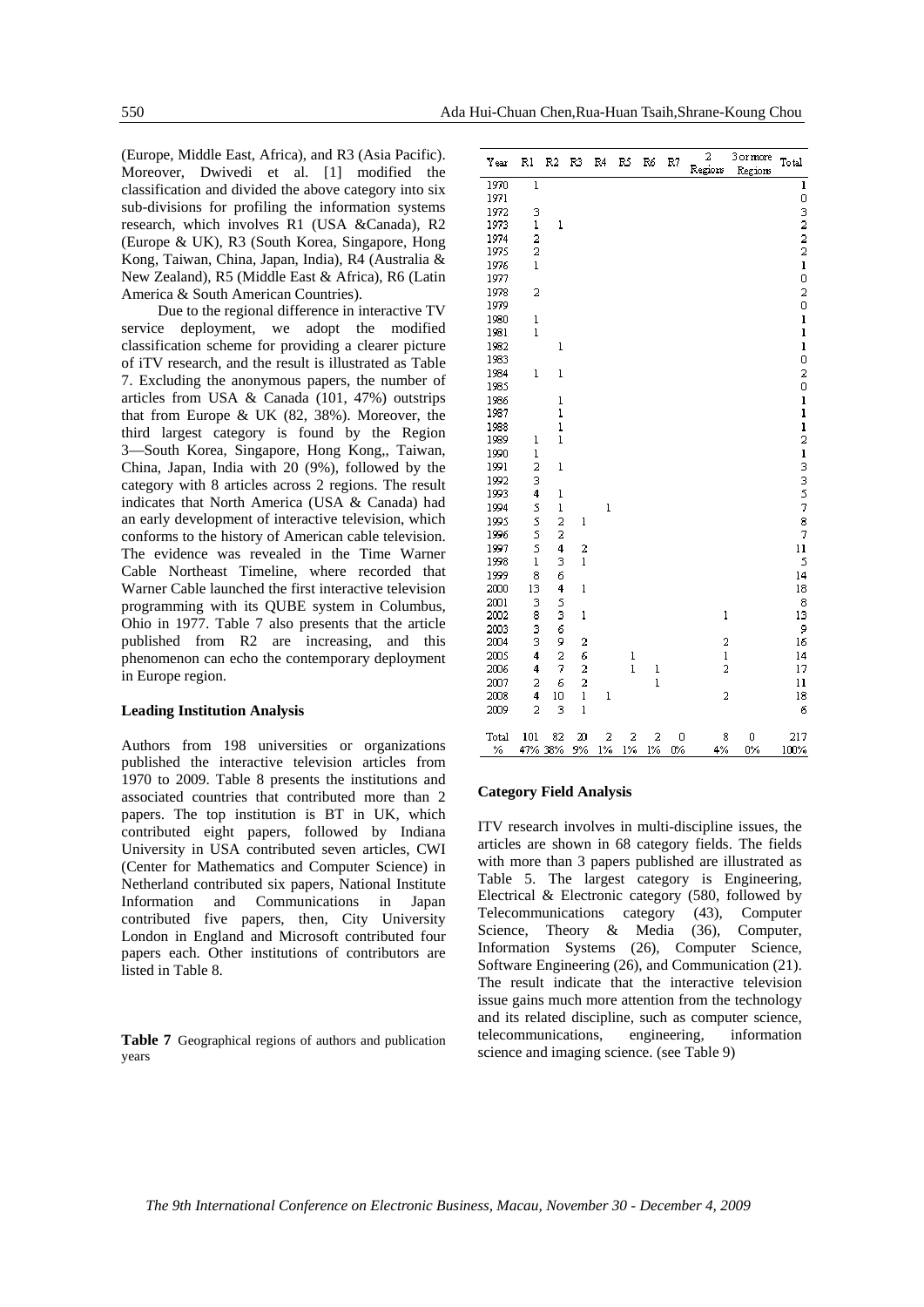(Europe, Middle East, Africa), and R3 (Asia Pacific). Moreover, Dwivedi et al. [1] modified the classification and divided the above category into six sub-divisions for profiling the information systems research, which involves R1 (USA &Canada), R2 (Europe & UK), R3 (South Korea, Singapore, Hong Kong, Taiwan, China, Japan, India), R4 (Australia & New Zealand), R5 (Middle East & Africa), R6 (Latin America & South American Countries).

Due to the regional difference in interactive TV service deployment, we adopt the modified classification scheme for providing a clearer picture of iTV research, and the result is illustrated as Table 7. Excluding the anonymous papers, the number of articles from USA & Canada (101, 47%) outstrips that from Europe & UK (82, 38%). Moreover, the third largest category is found by the Region 3—South Korea, Singapore, Hong Kong,, Taiwan, China, Japan, India with 20 (9%), followed by the category with 8 articles across 2 regions. The result indicates that North America (USA & Canada) had an early development of interactive television, which conforms to the history of American cable television. The evidence was revealed in the Time Warner Cable Northeast Timeline, where recorded that Warner Cable launched the first interactive television programming with its QUBE system in Columbus, Ohio in 1977. Table 7 also presents that the article published from R2 are increasing, and this phenomenon can echo the contemporary deployment in Europe region.

**Leading Institution Analysis**

Authors from 198 universities or organizations published the interactive television articles from 1970 to 2009. Table 8 presents the institutions and associated countries that contributed more than 2 papers. The top institution is BT in UK, which contributed eight papers, followed by Indiana University in USA contributed seven articles, CWI (Center for Mathematics and Computer Science) in Netherland contributed six papers, National Institute Information and Communications in Japan contributed five papers, then, City University London in England and Microsoft contributed four papers each. Other institutions of contributors are listed in Table 8.

**Table 7** Geographical regions of authors and publication years

| Year | R1 | R2 | R3 | R4 | R5 | R6 | R7 | 2 Regions | 3 or more Regions | Total |
|---|---|---|---|---|---|---|---|---|---|---|
| 1970 | 1 | | | | | | | | | 1 |
| 1971 | | | | | | | | | | 0 |
| 1972 | 3 | | | | | | | | | 3 |
| 1973 | 1 | 1 | | | | | | | | 2 |
| 1974 | 2 | | | | | | | | | 2 |
| 1975 | 2 | | | | | | | | | 2 |
| 1976 | 1 | | | | | | | | | 1 |
| 1977 | | | | | | | | | | 0 |
| 1978 | 2 | | | | | | | | | 2 |
| 1979 | | | | | | | | | | 0 |
| 1980 | 1 | | | | | | | | | 1 |
| 1981 | 1 | | | | | | | | | 1 |
| 1982 | | 1 | | | | | | | | 1 |
| 1983 | | | | | | | | | | 0 |
| 1984 | 1 | 1 | | | | | | | | 2 |
| 1985 | | | | | | | | | | 0 |
| 1986 | | 1 | | | | | | | | 1 |
| 1987 | | 1 | | | | | | | | 1 |
| 1988 | | 1 | | | | | | | | 1 |
| 1989 | 1 | 1 | | | | | | | | 2 |
| 1990 | 1 | | | | | | | | | 1 |
| 1991 | 2 | 1 | | | | | | | | 3 |
| 1992 | 3 | | | | | | | | | 3 |
| 1993 | 4 | 1 | | | | | | | | 5 |
| 1994 | 5 | 1 | | 1 | | | | | | 7 |
| 1995 | 5 | 2 | 1 | | | | | | | 8 |
| 1996 | 5 | 2 | | | | | | | | 7 |
| 1997 | 5 | 4 | 2 | | | | | | | 11 |
| 1998 | 1 | 3 | 1 | | | | | | | 5 |
| 1999 | 8 | 6 | | | | | | | | 14 |
| 2000 | 13 | 4 | 1 | | | | | | | 18 |
| 2001 | 3 | 5 | | | | | | | | 8 |
| 2002 | 8 | 3 | 1 | | | | | 1 | | 13 |
| 2003 | 3 | 6 | | | | | | | | 9 |
| 2004 | 3 | 9 | 2 | | | | | 2 | | 16 |
| 2005 | 4 | 2 | 6 | | 1 | | | 1 | | 14 |
| 2006 | 4 | 7 | 2 | | 1 | 1 | | 2 | | 17 |
| 2007 | 2 | 6 | 2 | | | 1 | | | | 11 |
| 2008 | 4 | 10 | 1 | 1 | | | | 2 | | 18 |
| 2009 | 2 | 3 | 1 | | | | | | | 6 |
| Total | 101 | 82 | 20 | 2 | 2 | 2 | 0 | 8 | 0 | 217 |
| % | 47% | 38% | 9% | 1% | 1% | 1% | 0% | 4% | 0% | 100% |

**Category Field Analysis**

ITV research involves in multi-discipline issues, the articles are shown in 68 category fields. The fields with more than 3 papers published are illustrated as Table 5. The largest category is Engineering, Electrical & Electronic category (580, followed by Telecommunications category (43), Computer Science, Theory & Media (36), Computer, Information Systems (26), Computer Science, Software Engineering (26), and Communication (21). The result indicate that the interactive television issue gains much more attention from the technology and its related discipline, such as computer science, telecommunications, engineering, information science and imaging science. (see Table 9)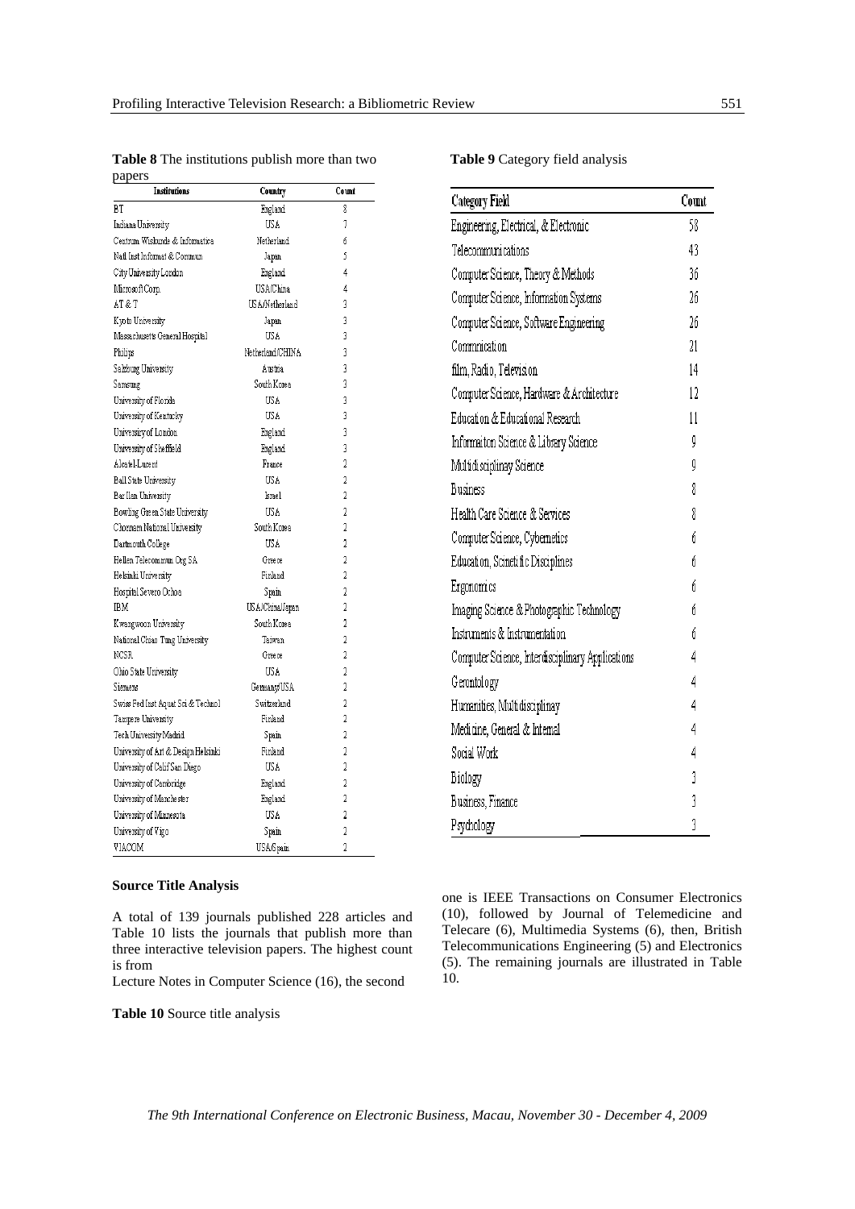**Table 8** The institutions publish more than two papers

| Institutions | Country | Count |
|---|---|---|
| BT | England | 8 |
| Indiana University | USA | 7 |
| Centrum Wiskunde & Informatica | Netherland | 6 |
| Natl Inst Informat & Commun | Japan | 5 |
| City University London | England | 4 |
| Microsoft Corp. | USA/China | 4 |
| AT & T | USA/Netherland | 3 |
| Kyoto University | Japan | 3 |
| Massachusetts General Hospital | USA | 3 |
| Philips | Netherland/CHINA | 3 |
| Salzburg University | Austria | 3 |
| Samsung | South Korea | 3 |
| University of Florida | USA | 3 |
| University of Kentucky | USA | 3 |
| University of London | England | 3 |
| University of Sheffield | England | 3 |
| Alcatel-Lucent | France | 2 |
| Ball State University | USA | 2 |
| Bar Ilan University | Israel | 2 |
| Bowling Green State University | USA | 2 |
| Chonnam National University | South Korea | 2 |
| Dartmouth College | USA | 2 |
| Hellen Telecommun Org SA | Greece | 2 |
| Helsinki University | Finland | 2 |
| Hospital Severo Ochoa | Spain | 2 |
| IBM | USA/China/Japan | 2 |
| Kwangwoon University | South Korea | 2 |
| National Chiao Tung University | Taiwan | 2 |
| NCSR | Greece | 2 |
| Ohio State University | USA | 2 |
| Siemens | Germany/USA | 2 |
| Swiss Fed Inst Aquat Sci & Technol | Switzerland | 2 |
| Tampere University | Finland | 2 |
| Tech University Madrid | Spain | 2 |
| University of Art & Design Helsinki | Finland | 2 |
| University of Calif San Diego | USA | 2 |
| University of Cambridge | England | 2 |
| University of Manchester | England | 2 |
| University of Minnesota | USA | 2 |
| University of Vigo | Spain | 2 |
| VIACOM | USA/Spain | 2 |

**Table 9** Category field analysis

| Category Field | Count |
|---|---|
| Engineering, Electrical, & Electronic | 58 |
| Telecommunications | 43 |
| Computer Science, Theory & Methods | 36 |
| Computer Science, Information Systems | 26 |
| Computer Science, Software Engineering | 26 |
| Commnication | 21 |
| film, Radio, Television | 14 |
| Computer Science, Hardware & Architecture | 12 |
| Education & Educational Research | 11 |
| Informaiton Science & Library Science | 9 |
| Multidisciplinay Science | 9 |
| Business | 8 |
| Health Care Science & Services | 8 |
| Computer Science, Cybernetics | 6 |
| Education, Scinetific Disciplines | 6 |
| Ergonomics | 6 |
| Imaging Science & Photographic Technology | 6 |
| Instruments & Instrumentation | 6 |
| Computer Science, Interdisciplinary Applications | 4 |
| Gerontology | 4 |
| Humanities, Multidisciplinay | 4 |
| Medicine, General & Internal | 4 |
| Social Work | 4 |
| Biology | 3 |
| Business, Finance | 3 |
| Psychology | 3 |

**Source Title Analysis**

A total of 139 journals published 228 articles and Table 10 lists the journals that publish more than three interactive television papers. The highest count is from

Lecture Notes in Computer Science (16), the second one is IEEE Transactions on Consumer Electronics (10), followed by Journal of Telemedicine and Telecare (6), Multimedia Systems (6), then, British Telecommunications Engineering (5) and Electronics (5). The remaining journals are illustrated in Table 10.

**Table 10** Source title analysis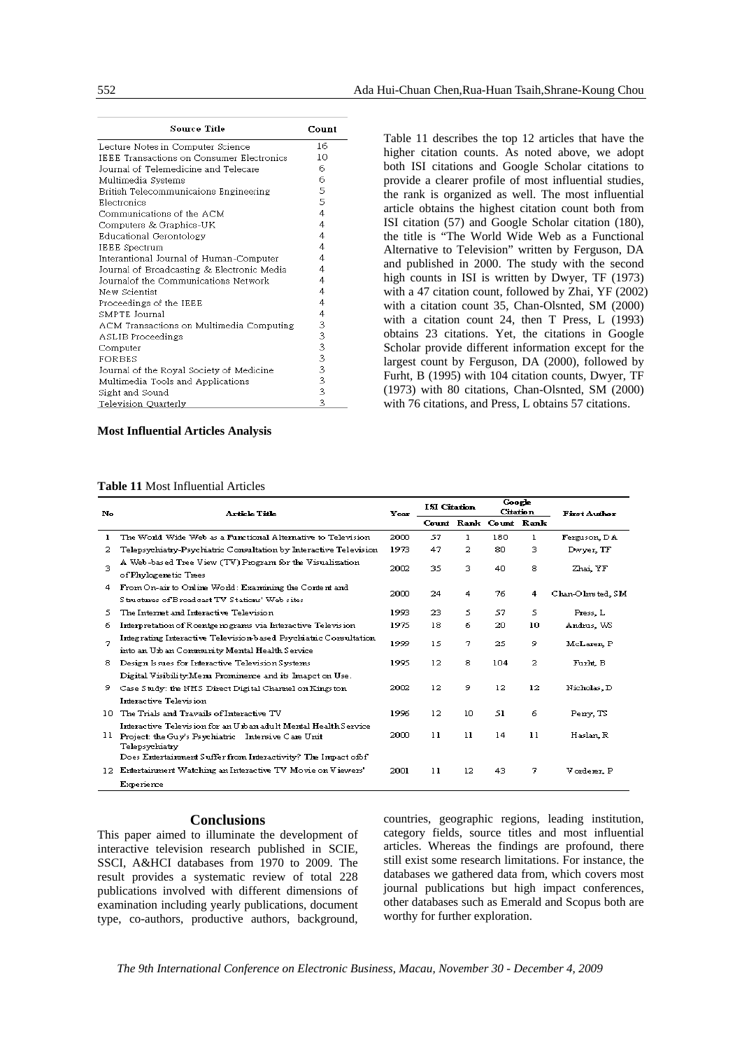| Source Title | Count |
|---|---|
| Lecture Notes in Computer Science | 16 |
| IEEE Transactions on Consumer Electronics | 10 |
| Journal of Telemedicine and Telecare | 6 |
| Multimedia Systems | 6 |
| British Telecommunicaions Engineering | 5 |
| Electronics | 5 |
| Communications of the ACM | 4 |
| Computers & Graphics-UK | 4 |
| Educational Gerontology | 4 |
| IEEE Spectrum | 4 |
| Interantional Journal of Human-Computer | 4 |
| Journal of Broadcasting & Electronic Media | 4 |
| Journalof the Communications Network | 4 |
| New Scientist | 4 |
| Proceedings of the IEEE | 4 |
| SMPTE Journal | 4 |
| ACM Transactions on Multimedia Computing | 3 |
| ASLIB Proceedings | 3 |
| Computer | 3 |
| FORBES | 3 |
| Journal of the Royal Society of Medicine | 3 |
| Multimedia Tools and Applications | 3 |
| Sight and Sound | 3 |
| Television Quarterly | 3 |

**Most Influential Articles Analysis**

Table 11 describes the top 12 articles that have the higher citation counts. As noted above, we adopt both ISI citations and Google Scholar citations to provide a clearer profile of most influential studies, the rank is organized as well. The most influential article obtains the highest citation count both from ISI citation (57) and Google Scholar citation (180), the title is "The World Wide Web as a Functional Alternative to Television" written by Ferguson, DA and published in 2000. The study with the second high counts in ISI is written by Dwyer, TF (1973) with a 47 citation count, followed by Zhai, YF (2002) with a citation count 35, Chan-Olsnted, SM (2000) with a citation count 24, then T Press, L (1993) obtains 23 citations. Yet, the citations in Google Scholar provide different information except for the largest count by Ferguson, DA (2000), followed by Furht, B (1995) with 104 citation counts, Dwyer, TF (1973) with 80 citations, Chan-Olsnted, SM (2000) with 76 citations, and Press, L obtains 57 citations.

**Table 11** Most Influential Articles

| No | Article Title | Year | ISI Citation | | Google Citation | | First Author |
|---|---|---|---|---|---|---|---|
| | | | Count | Rank | Count | Rank | |
| 1 | The World Wide Web as a Functional Alternative to Television | 2000 | 57 | 1 | 180 | 1 | Ferguson, DA |
| 2 | Telepsychiatry-Psychiatric Consultation by Interactive Television | 1973 | 47 | 2 | 80 | 3 | Dwyer, TF |
| 3 | A Web-based Tree View (TV) Program for the Visualization of Phylogenetic Trees | 2002 | 35 | 3 | 40 | 8 | Zhai, YF |
| 4 | From On-air to Online World: Examining the Content and Structures of Broadcast TV Stations' Web sites | 2000 | 24 | 4 | 76 | 4 | Chan-Olmsted, SM |
| 5 | The Internet and Interactive Television | 1993 | 23 | 5 | 57 | 5 | Press, L |
| 6 | Interpretation of Roentgenograms via Interactive Television | 1975 | 18 | 6 | 20 | 10 | Andrus, WS |
| 7 | Integrating Interactive Television-based Psychiatric Consultation into an Urban Community Mental Health Service | 1999 | 15 | 7 | 25 | 9 | McLaren, P |
| 8 | Design Issues for Interactive Television Systems | 1995 | 12 | 8 | 104 | 2 | Furht, B |
| 9 | Digital Visibility:Menu Prominence and its Imapct on Use. Case Study: the NHS Direct Digital Channel on Kingston Interactive Television | 2002 | 12 | 9 | 12 | 12 | Nicholas, D |
| 10 | The Trials and Travails of Interactive TV | 1996 | 12 | 10 | 51 | 6 | Perry, TS |
| 11 | Interactive Television for an Urban adult Mental Health Service Project: the Guy's Psychiatric Intensive Care Unit Telepsychiatry | 2000 | 11 | 11 | 14 | 11 | Haslan, R |
| 12 | Does Entertainment Suffer from Interactivity? The Impact of of Entertainment Watching an Interactive TV Movie on Viewers' Experience | 2001 | 11 | 12 | 43 | 7 | Vorderer, P |

## Conclusions

This paper aimed to illuminate the development of interactive television research published in SCIE, SSCI, A&HCI databases from 1970 to 2009. The result provides a systematic review of total 228 publications involved with different dimensions of examination including yearly publications, document type, co-authors, productive authors, background, countries, geographic regions, leading institution, category fields, source titles and most influential articles. Whereas the findings are profound, there still exist some research limitations. For instance, the databases we gathered data from, which covers most journal publications but high impact conferences, other databases such as Emerald and Scopus both are worthy for further exploration.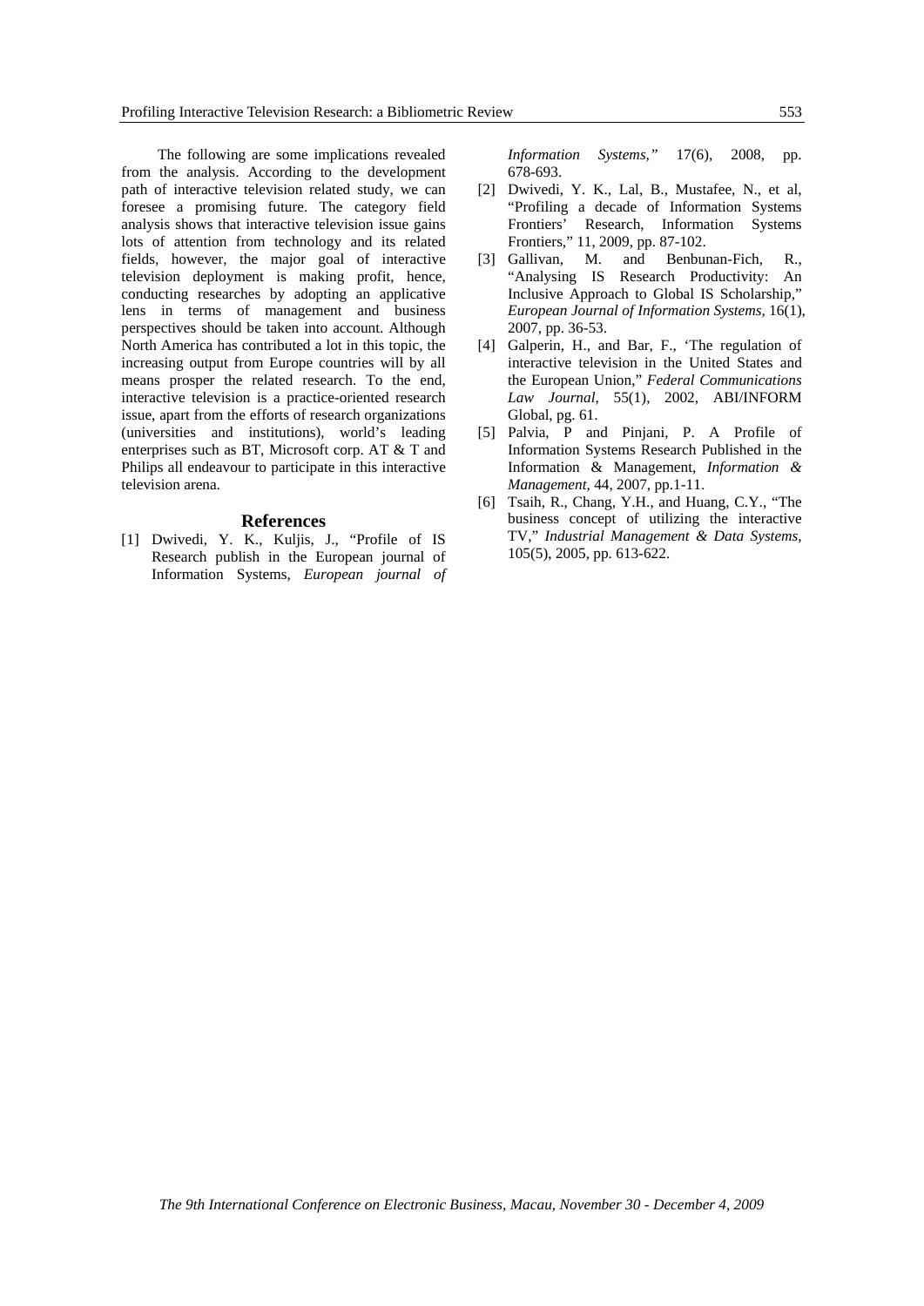The following are some implications revealed from the analysis. According to the development path of interactive television related study, we can foresee a promising future. The category field analysis shows that interactive television issue gains lots of attention from technology and its related fields, however, the major goal of interactive television deployment is making profit, hence, conducting researches by adopting an applicative lens in terms of management and business perspectives should be taken into account. Although North America has contributed a lot in this topic, the increasing output from Europe countries will by all means prosper the related research. To the end, interactive television is a practice-oriented research issue, apart from the efforts of research organizations (universities and institutions), world's leading enterprises such as BT, Microsoft corp. AT & T and Philips all endeavour to participate in this interactive television arena.

## References

[1] Dwivedi, Y. K., Kuljis, J., "Profile of IS Research publish in the European journal of Information Systems, *European journal of Information Systems,"* 17(6), 2008, pp. 678-693.

[2] Dwivedi, Y. K., Lal, B., Mustafee, N., et al, "Profiling a decade of Information Systems Frontiers' Research, Information Systems Frontiers," 11, 2009, pp. 87-102.

[3] Gallivan, M. and Benbunan-Fich, R., "Analysing IS Research Productivity: An Inclusive Approach to Global IS Scholarship," *European Journal of Information Systems,* 16(1), 2007, pp. 36-53.

[4] Galperin, H., and Bar, F., 'The regulation of interactive television in the United States and the European Union," *Federal Communications Law Journal,* 55(1), 2002, ABI/INFORM Global, pg. 61.

[5] Palvia, P and Pinjani, P. A Profile of Information Systems Research Published in the Information & Management, *Information & Management,* 44, 2007, pp.1-11.

[6] Tsaih, R., Chang, Y.H., and Huang, C.Y., "The business concept of utilizing the interactive TV," *Industrial Management & Data Systems,* 105(5), 2005, pp. 613-622.